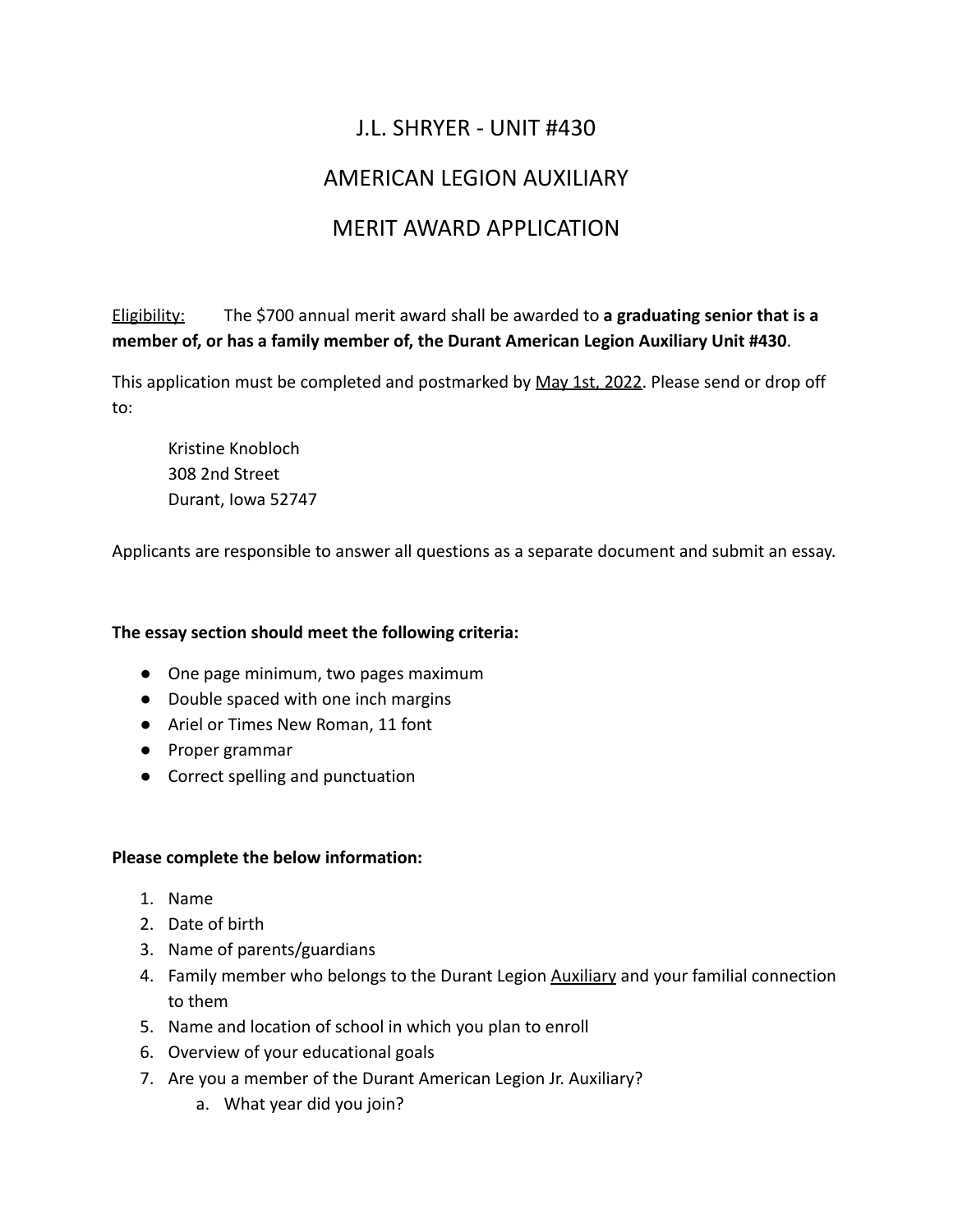# J.L. SHRYER - UNIT #430

# AMERICAN LEGION AUXILIARY

# MERIT AWARD APPLICATION

Eligibility: The $700 annual merit award shall be awarded to **a graduating senior that is a member of, or has a family member of, the Durant American Legion Auxiliary Unit #430**.

This application must be completed and postmarked by May 1st, 2022. Please send or drop off to:

Kristine Knobloch
308 2nd Street
Durant, Iowa 52747

Applicants are responsible to answer all questions as a separate document and submit an essay.

**The essay section should meet the following criteria:**

- One page minimum, two pages maximum
- Double spaced with one inch margins
- Ariel or Times New Roman, 11 font
- Proper grammar
- Correct spelling and punctuation

**Please complete the below information:**

1. Name
2. Date of birth
3. Name of parents/guardians
4. Family member who belongs to the Durant Legion Auxiliary and your familial connection to them
5. Name and location of school in which you plan to enroll
6. Overview of your educational goals
7. Are you a member of the Durant American Legion Jr. Auxiliary?
    a. What year did you join?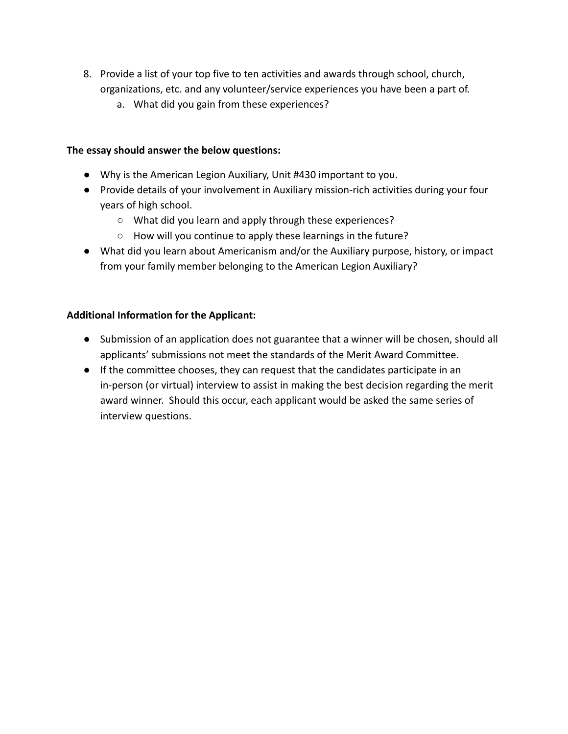8. Provide a list of your top five to ten activities and awards through school, church, organizations, etc. and any volunteer/service experiences you have been a part of.
    a. What did you gain from these experiences?

**The essay should answer the below questions:**

- Why is the American Legion Auxiliary, Unit #430 important to you.
- Provide details of your involvement in Auxiliary mission-rich activities during your four years of high school.
    - What did you learn and apply through these experiences?
    - How will you continue to apply these learnings in the future?
- What did you learn about Americanism and/or the Auxiliary purpose, history, or impact from your family member belonging to the American Legion Auxiliary?

**Additional Information for the Applicant:**

- Submission of an application does not guarantee that a winner will be chosen, should all applicants' submissions not meet the standards of the Merit Award Committee.
- If the committee chooses, they can request that the candidates participate in an in-person (or virtual) interview to assist in making the best decision regarding the merit award winner. Should this occur, each applicant would be asked the same series of interview questions.